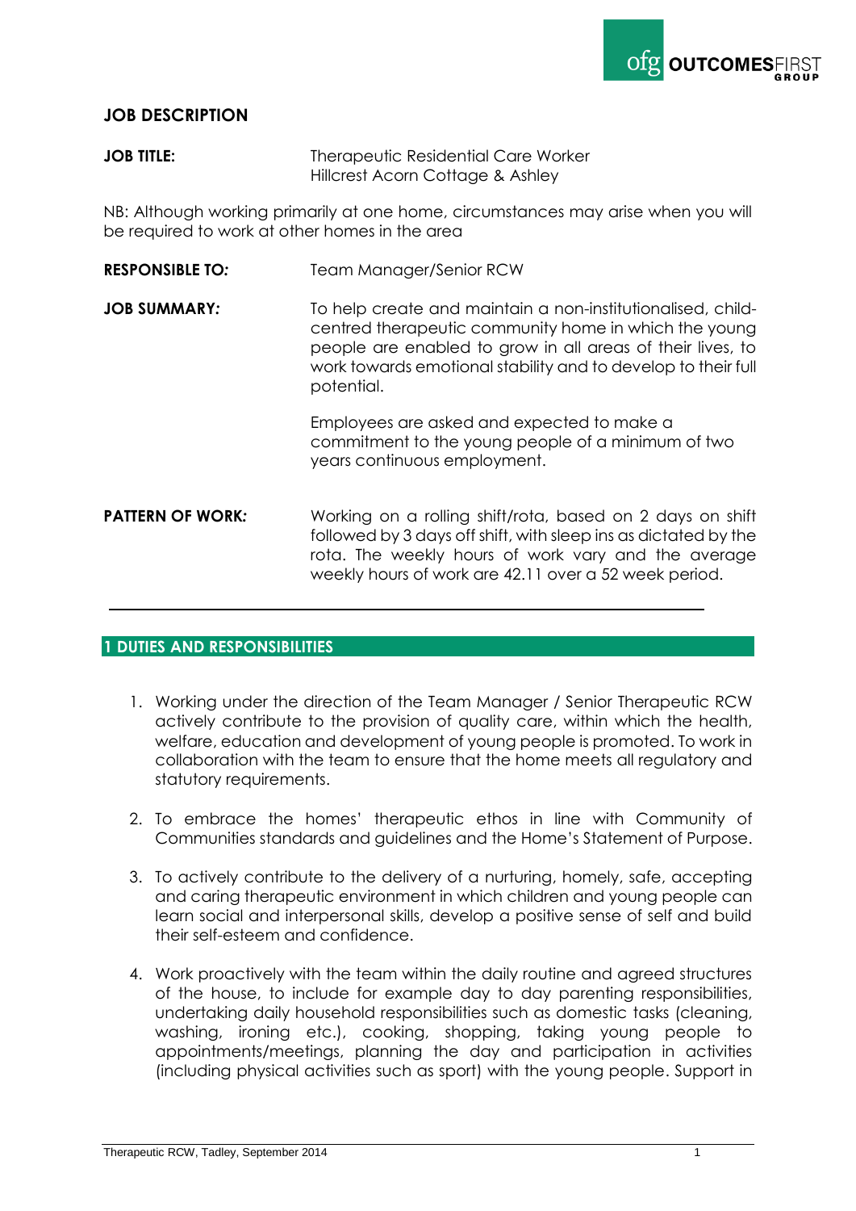## JOB DESCRIPTION

**JOB TITLE:** Therapeutic Residential Care Worker
Hillcrest Acorn Cottage & Ashley

NB: Although working primarily at one home, circumstances may arise when you will be required to work at other homes in the area

**RESPONSIBLE TO:** Team Manager/Senior RCW

**JOB SUMMARY:** To help create and maintain a non-institutionalised, child-centred therapeutic community home in which the young people are enabled to grow in all areas of their lives, to work towards emotional stability and to develop to their full potential.

Employees are asked and expected to make a commitment to the young people of a minimum of two years continuous employment.

**PATTERN OF WORK:** Working on a rolling shift/rota, based on 2 days on shift followed by 3 days off shift, with sleep ins as dictated by the rota. The weekly hours of work vary and the average weekly hours of work are 42.11 over a 52 week period.

---

### 1 DUTIES AND RESPONSIBILITIES

1. Working under the direction of the Team Manager / Senior Therapeutic RCW actively contribute to the provision of quality care, within which the health, welfare, education and development of young people is promoted. To work in collaboration with the team to ensure that the home meets all regulatory and statutory requirements.
2. To embrace the homes' therapeutic ethos in line with Community of Communities standards and guidelines and the Home's Statement of Purpose.
3. To actively contribute to the delivery of a nurturing, homely, safe, accepting and caring therapeutic environment in which children and young people can learn social and interpersonal skills, develop a positive sense of self and build their self-esteem and confidence.
4. Work proactively with the team within the daily routine and agreed structures of the house, to include for example day to day parenting responsibilities, undertaking daily household responsibilities such as domestic tasks (cleaning, washing, ironing etc.), cooking, shopping, taking young people to appointments/meetings, planning the day and participation in activities (including physical activities such as sport) with the young people. Support in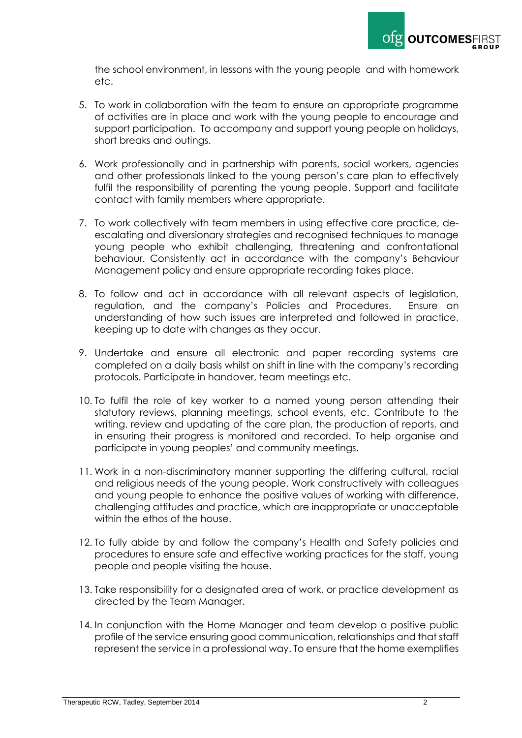the school environment, in lessons with the young people and with homework etc.

5. To work in collaboration with the team to ensure an appropriate programme of activities are in place and work with the young people to encourage and support participation. To accompany and support young people on holidays, short breaks and outings.

6. Work professionally and in partnership with parents, social workers, agencies and other professionals linked to the young person's care plan to effectively fulfil the responsibility of parenting the young people. Support and facilitate contact with family members where appropriate.

7. To work collectively with team members in using effective care practice, de-escalating and diversionary strategies and recognised techniques to manage young people who exhibit challenging, threatening and confrontational behaviour. Consistently act in accordance with the company's Behaviour Management policy and ensure appropriate recording takes place.

8. To follow and act in accordance with all relevant aspects of legislation, regulation, and the company's Policies and Procedures. Ensure an understanding of how such issues are interpreted and followed in practice, keeping up to date with changes as they occur.

9. Undertake and ensure all electronic and paper recording systems are completed on a daily basis whilst on shift in line with the company's recording protocols. Participate in handover, team meetings etc.

10. To fulfil the role of key worker to a named young person attending their statutory reviews, planning meetings, school events, etc. Contribute to the writing, review and updating of the care plan, the production of reports, and in ensuring their progress is monitored and recorded. To help organise and participate in young peoples' and community meetings.

11. Work in a non-discriminatory manner supporting the differing cultural, racial and religious needs of the young people. Work constructively with colleagues and young people to enhance the positive values of working with difference, challenging attitudes and practice, which are inappropriate or unacceptable within the ethos of the house.

12. To fully abide by and follow the company's Health and Safety policies and procedures to ensure safe and effective working practices for the staff, young people and people visiting the house.

13. Take responsibility for a designated area of work, or practice development as directed by the Team Manager.

14. In conjunction with the Home Manager and team develop a positive public profile of the service ensuring good communication, relationships and that staff represent the service in a professional way. To ensure that the home exemplifies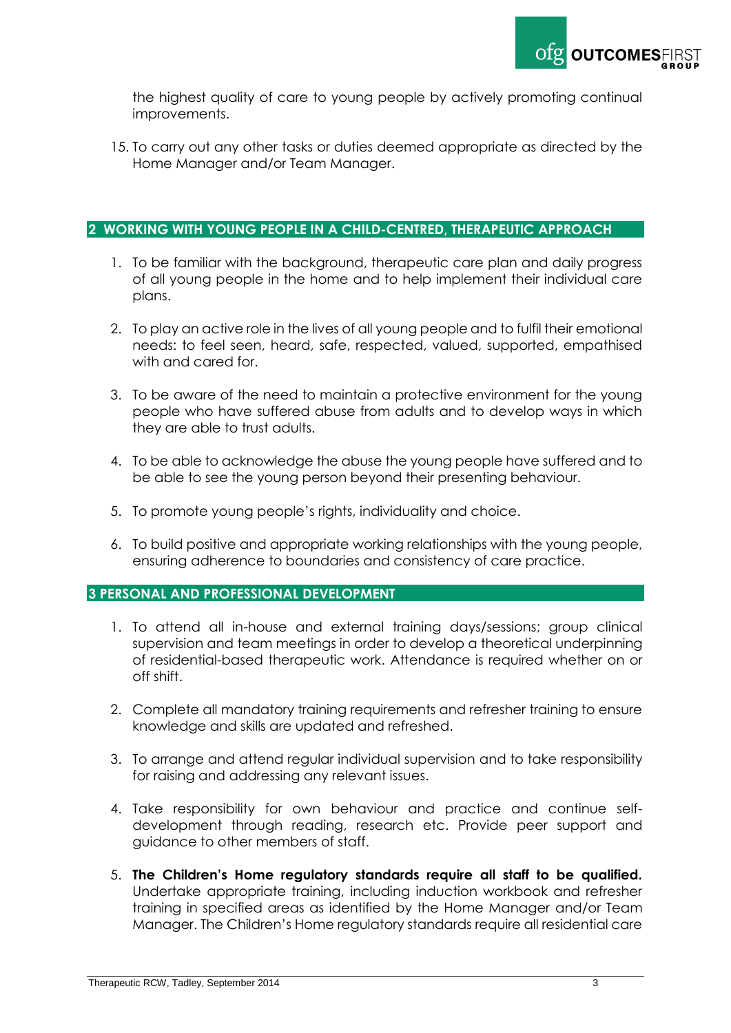the highest quality of care to young people by actively promoting continual improvements.

15. To carry out any other tasks or duties deemed appropriate as directed by the Home Manager and/or Team Manager.

## 2 WORKING WITH YOUNG PEOPLE IN A CHILD-CENTRED, THERAPEUTIC APPROACH

1. To be familiar with the background, therapeutic care plan and daily progress of all young people in the home and to help implement their individual care plans.

2. To play an active role in the lives of all young people and to fulfil their emotional needs: to feel seen, heard, safe, respected, valued, supported, empathised with and cared for.

3. To be aware of the need to maintain a protective environment for the young people who have suffered abuse from adults and to develop ways in which they are able to trust adults.

4. To be able to acknowledge the abuse the young people have suffered and to be able to see the young person beyond their presenting behaviour.

5. To promote young people's rights, individuality and choice.

6. To build positive and appropriate working relationships with the young people, ensuring adherence to boundaries and consistency of care practice.

## 3 PERSONAL AND PROFESSIONAL DEVELOPMENT

1. To attend all in-house and external training days/sessions; group clinical supervision and team meetings in order to develop a theoretical underpinning of residential-based therapeutic work. Attendance is required whether on or off shift.

2. Complete all mandatory training requirements and refresher training to ensure knowledge and skills are updated and refreshed.

3. To arrange and attend regular individual supervision and to take responsibility for raising and addressing any relevant issues.

4. Take responsibility for own behaviour and practice and continue self-development through reading, research etc. Provide peer support and guidance to other members of staff.

5. **The Children's Home regulatory standards require all staff to be qualified.** Undertake appropriate training, including induction workbook and refresher training in specified areas as identified by the Home Manager and/or Team Manager. The Children's Home regulatory standards require all residential care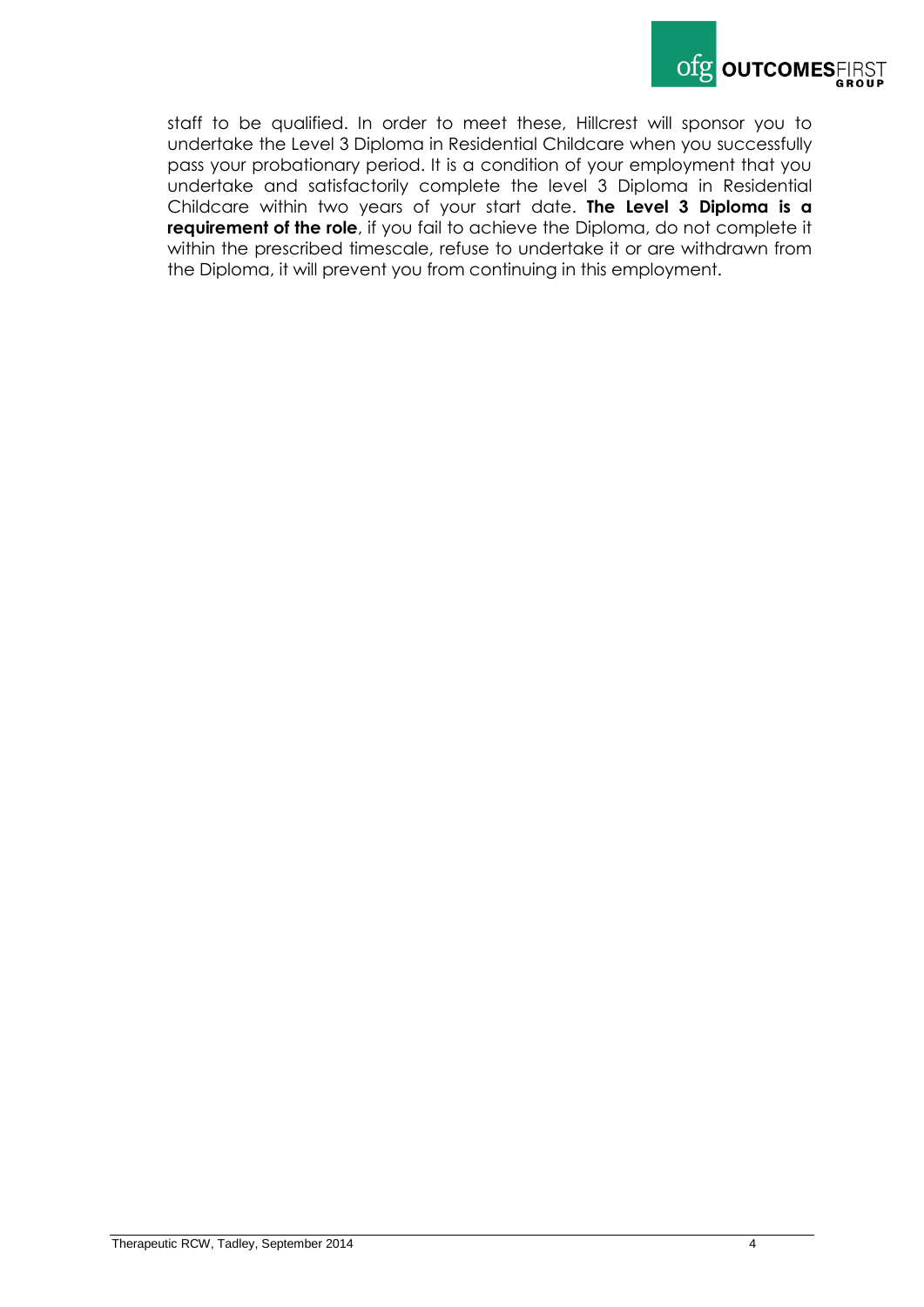staff to be qualified. In order to meet these, Hillcrest will sponsor you to undertake the Level 3 Diploma in Residential Childcare when you successfully pass your probationary period. It is a condition of your employment that you undertake and satisfactorily complete the level 3 Diploma in Residential Childcare within two years of your start date. **The Level 3 Diploma is a requirement of the role**, if you fail to achieve the Diploma, do not complete it within the prescribed timescale, refuse to undertake it or are withdrawn from the Diploma, it will prevent you from continuing in this employment.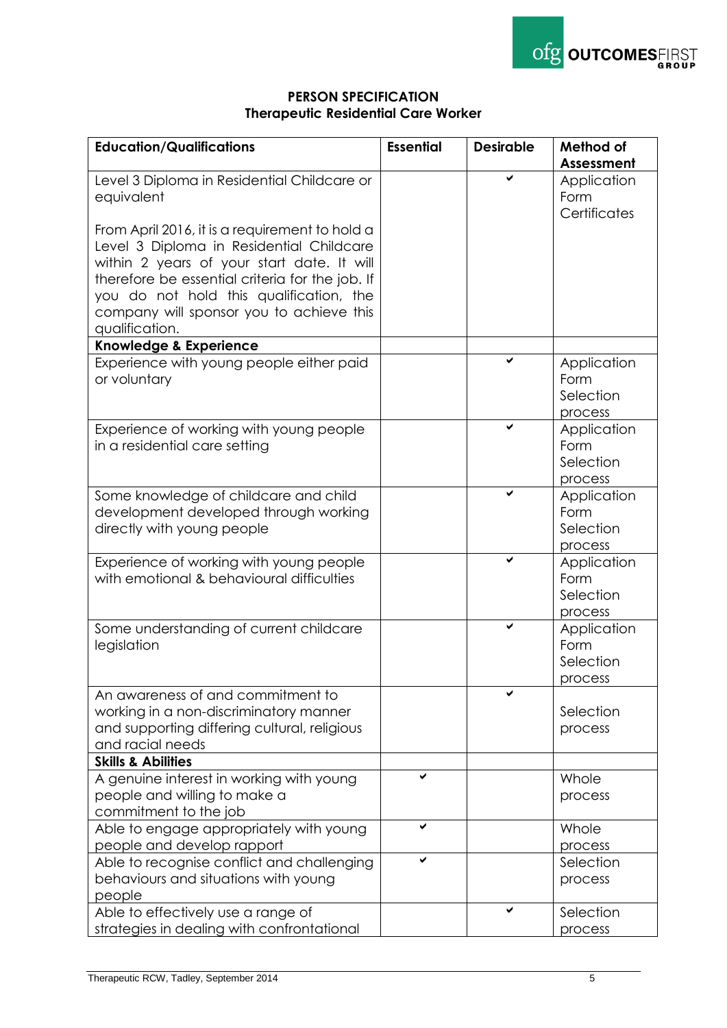**PERSON SPECIFICATION**
**Therapeutic Residential Care Worker**

| Education/Qualifications | Essential | Desirable | Method of Assessment |
|---|---|---|---|
| Level 3 Diploma in Residential Childcare or equivalent<br><br>From April 2016, it is a requirement to hold a Level 3 Diploma in Residential Childcare within 2 years of your start date. It will therefore be essential criteria for the job. If you do not hold this qualification, the company will sponsor you to achieve this qualification. | | ✔ | Application Form Certificates |
| **Knowledge & Experience** | | | |
| Experience with young people either paid or voluntary | | ✔ | Application Form Selection process |
| Experience of working with young people in a residential care setting | | ✔ | Application Form Selection process |
| Some knowledge of childcare and child development developed through working directly with young people | | ✔ | Application Form Selection process |
| Experience of working with young people with emotional & behavioural difficulties | | ✔ | Application Form Selection process |
| Some understanding of current childcare legislation | | ✔ | Application Form Selection process |
| An awareness of and commitment to working in a non-discriminatory manner and supporting differing cultural, religious and racial needs | | ✔ | Selection process |
| **Skills & Abilities** | | | |
| A genuine interest in working with young people and willing to make a commitment to the job | ✔ | | Whole process |
| Able to engage appropriately with young people and develop rapport | ✔ | | Whole process |
| Able to recognise conflict and challenging behaviours and situations with young people | ✔ | | Selection process |
| Able to effectively use a range of strategies in dealing with confrontational | | ✔ | Selection process |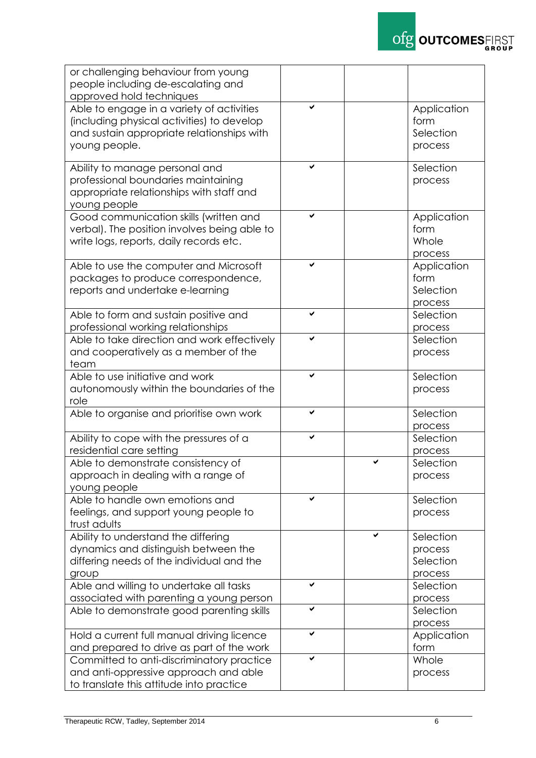| | | | |
|---|---|---|---|
| or challenging behaviour from young people including de-escalating and approved hold techniques | | | |
| Able to engage in a variety of activities (including physical activities) to develop and sustain appropriate relationships with young people. | ✔ | | Application form Selection process |
| Ability to manage personal and professional boundaries maintaining appropriate relationships with staff and young people | ✔ | | Selection process |
| Good communication skills (written and verbal). The position involves being able to write logs, reports, daily records etc. | ✔ | | Application form Whole process |
| Able to use the computer and Microsoft packages to produce correspondence, reports and undertake e-learning | ✔ | | Application form Selection process |
| Able to form and sustain positive and professional working relationships | ✔ | | Selection process |
| Able to take direction and work effectively and cooperatively as a member of the team | ✔ | | Selection process |
| Able to use initiative and work autonomously within the boundaries of the role | ✔ | | Selection process |
| Able to organise and prioritise own work | ✔ | | Selection process |
| Ability to cope with the pressures of a residential care setting | ✔ | | Selection process |
| Able to demonstrate consistency of approach in dealing with a range of young people | | ✔ | Selection process |
| Able to handle own emotions and feelings, and support young people to trust adults | ✔ | | Selection process |
| Ability to understand the differing dynamics and distinguish between the differing needs of the individual and the group | | ✔ | Selection process Selection process |
| Able and willing to undertake all tasks associated with parenting a young person | ✔ | | Selection process |
| Able to demonstrate good parenting skills | ✔ | | Selection process |
| Hold a current full manual driving licence and prepared to drive as part of the work | ✔ | | Application form |
| Committed to anti-discriminatory practice and anti-oppressive approach and able to translate this attitude into practice | ✔ | | Whole process |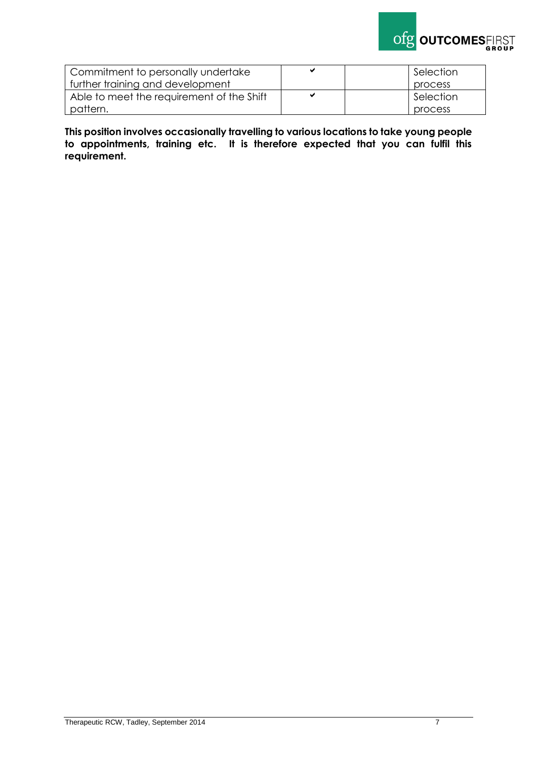| | | | |
|---|---|---|---|
| Commitment to personally undertake further training and development | ✔ | | Selection process |
| Able to meet the requirement of the Shift pattern. | ✔ | | Selection process |

**This position involves occasionally travelling to various locations to take young people to appointments, training etc. It is therefore expected that you can fulfil this requirement.**